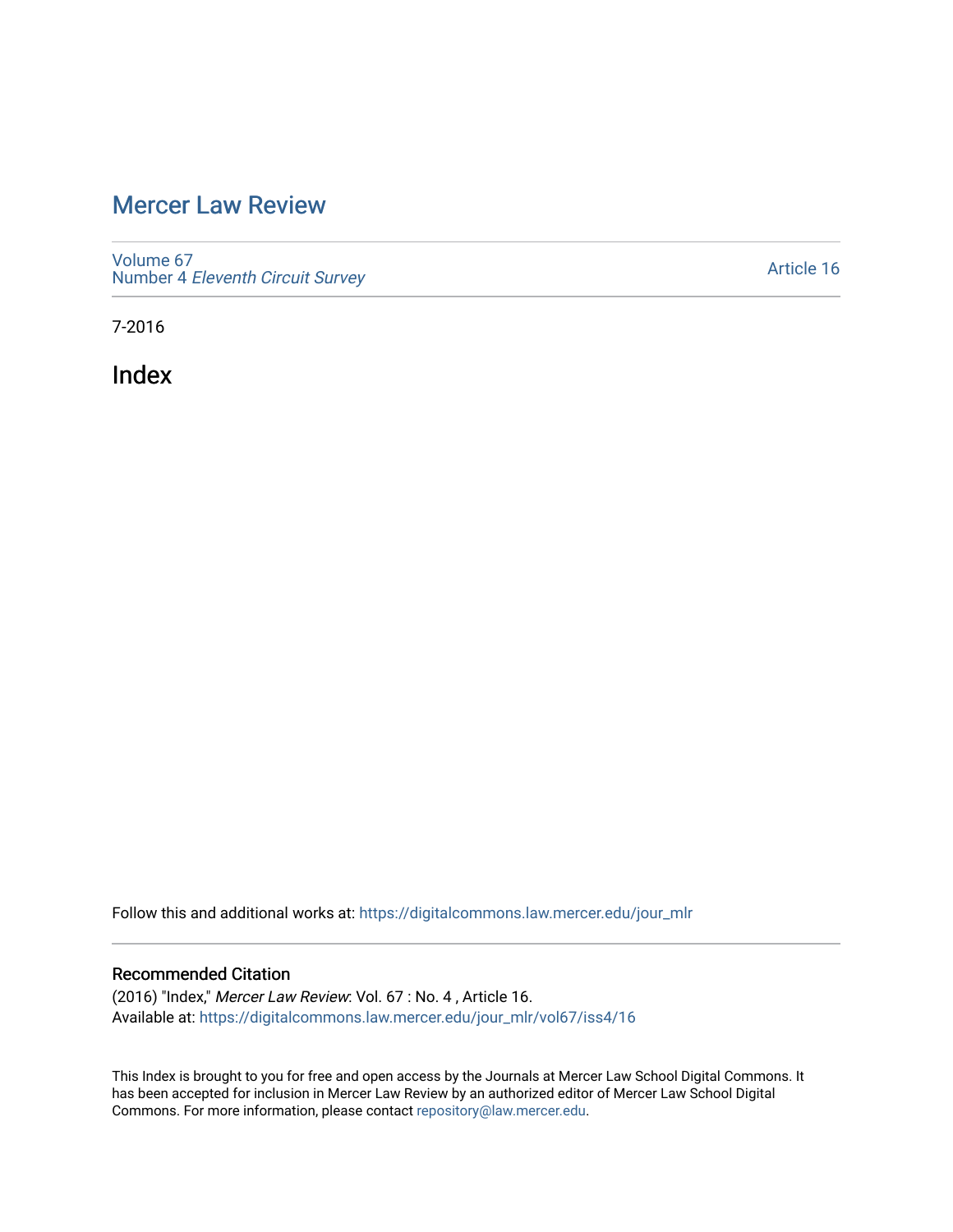# Mercer Law Review

Volume 67
Number 4 *Eleventh Circuit Survey*

Article 16

7-2016

## Index

Follow this and additional works at: https://digitalcommons.law.mercer.edu/jour_mlr

### Recommended Citation

(2016) "Index," *Mercer Law Review*: Vol. 67 : No. 4 , Article 16.
Available at: https://digitalcommons.law.mercer.edu/jour_mlr/vol67/iss4/16

This Index is brought to you for free and open access by the Journals at Mercer Law School Digital Commons. It has been accepted for inclusion in Mercer Law Review by an authorized editor of Mercer Law School Digital Commons. For more information, please contact repository@law.mercer.edu.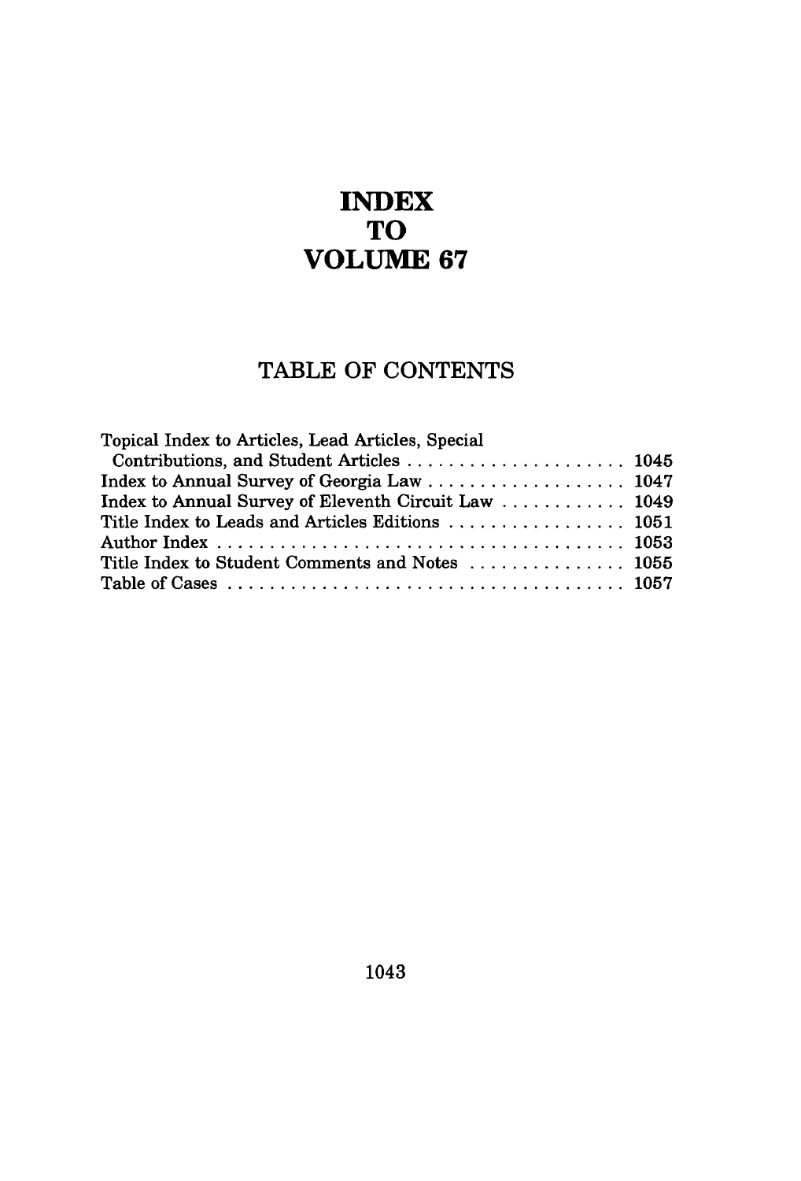# INDEX TO VOLUME 67

## TABLE OF CONTENTS

| | |
|---|---|
| Topical Index to Articles, Lead Articles, Special Contributions, and Student Articles | 1045 |
| Index to Annual Survey of Georgia Law | 1047 |
| Index to Annual Survey of Eleventh Circuit Law | 1049 |
| Title Index to Leads and Articles Editions | 1051 |
| Author Index | 1053 |
| Title Index to Student Comments and Notes | 1055 |
| Table of Cases | 1057 |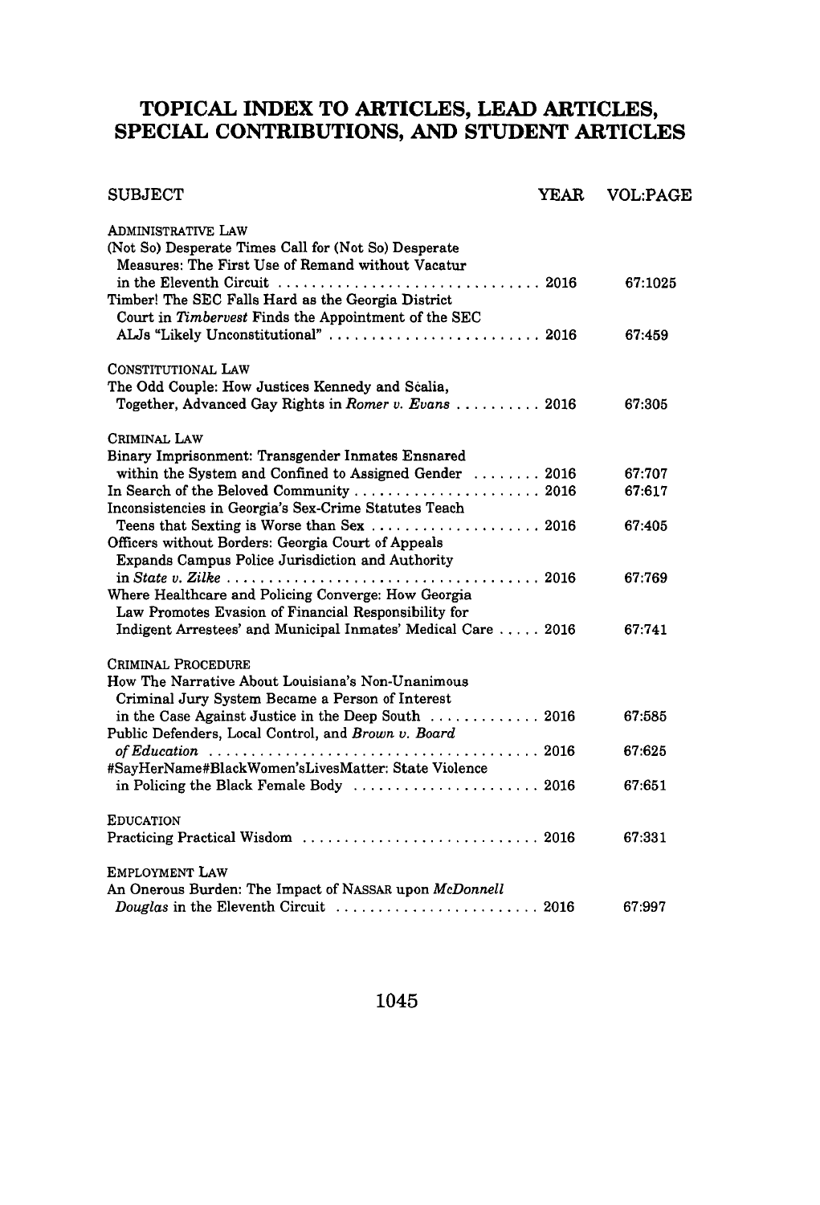# TOPICAL INDEX TO ARTICLES, LEAD ARTICLES, SPECIAL CONTRIBUTIONS, AND STUDENT ARTICLES

| SUBJECT | YEAR | VOL:PAGE |
|---|---|---|
| ADMINISTRATIVE LAW | | |
| (Not So) Desperate Times Call for (Not So) Desperate Measures: The First Use of Remand without Vacatur in the Eleventh Circuit | 2016 | 67:1025 |
| Timber! The SEC Falls Hard as the Georgia District Court in *Timbervest* Finds the Appointment of the SEC ALJs "Likely Unconstitutional" | 2016 | 67:459 |
| CONSTITUTIONAL LAW | | |
| The Odd Couple: How Justices Kennedy and Scalia, Together, Advanced Gay Rights in *Romer v. Evans* | 2016 | 67:305 |
| CRIMINAL LAW | | |
| Binary Imprisonment: Transgender Inmates Ensnared within the System and Confined to Assigned Gender | 2016 | 67:707 |
| In Search of the Beloved Community | 2016 | 67:617 |
| Inconsistencies in Georgia's Sex-Crime Statutes Teach Teens that Sexting is Worse than Sex | 2016 | 67:405 |
| Officers without Borders: Georgia Court of Appeals Expands Campus Police Jurisdiction and Authority in *State v. Zilke* | 2016 | 67:769 |
| Where Healthcare and Policing Converge: How Georgia Law Promotes Evasion of Financial Responsibility for Indigent Arrestees' and Municipal Inmates' Medical Care | 2016 | 67:741 |
| CRIMINAL PROCEDURE | | |
| How The Narrative About Louisiana's Non-Unanimous Criminal Jury System Became a Person of Interest in the Case Against Justice in the Deep South | 2016 | 67:585 |
| Public Defenders, Local Control, and *Brown v. Board of Education* | 2016 | 67:625 |
| #SayHerName#BlackWomen'sLivesMatter: State Violence in Policing the Black Female Body | 2016 | 67:651 |
| EDUCATION | | |
| Practicing Practical Wisdom | 2016 | 67:331 |
| EMPLOYMENT LAW | | |
| An Onerous Burden: The Impact of NASSAR upon *McDonnell Douglas* in the Eleventh Circuit | 2016 | 67:997 |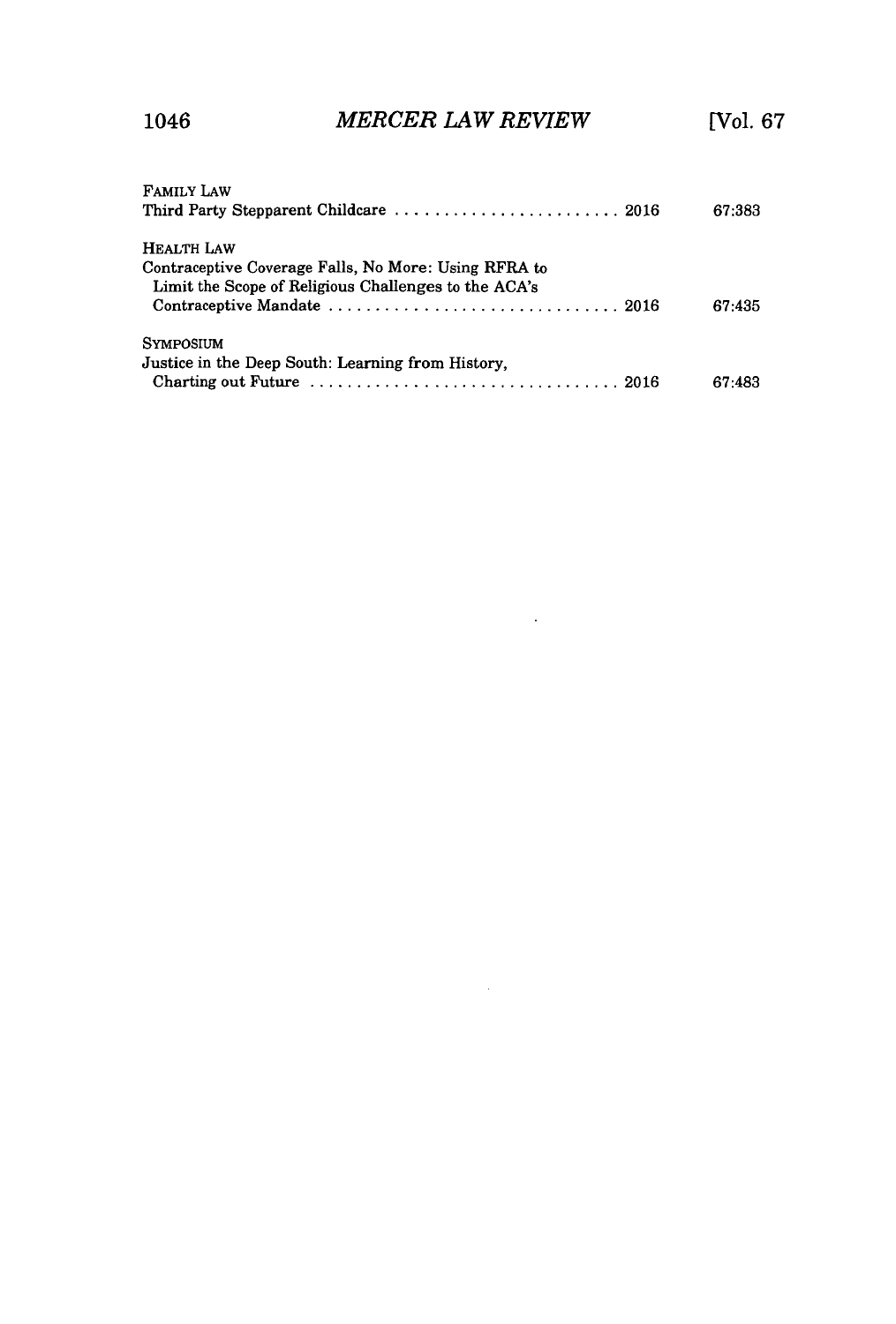FAMILY LAW

Third Party Stepparent Childcare . . . . . . . . . . . . . . . . . . . . . . . . 2016 67:383

HEALTH LAW

Contraceptive Coverage Falls, No More: Using RFRA to Limit the Scope of Religious Challenges to the ACA's Contraceptive Mandate . . . . . . . . . . . . . . . . . . . . . . . . . . . . . . . 2016 67:435

SYMPOSIUM

Justice in the Deep South: Learning from History, Charting out Future . . . . . . . . . . . . . . . . . . . . . . . . . . . . . . . . . 2016 67:483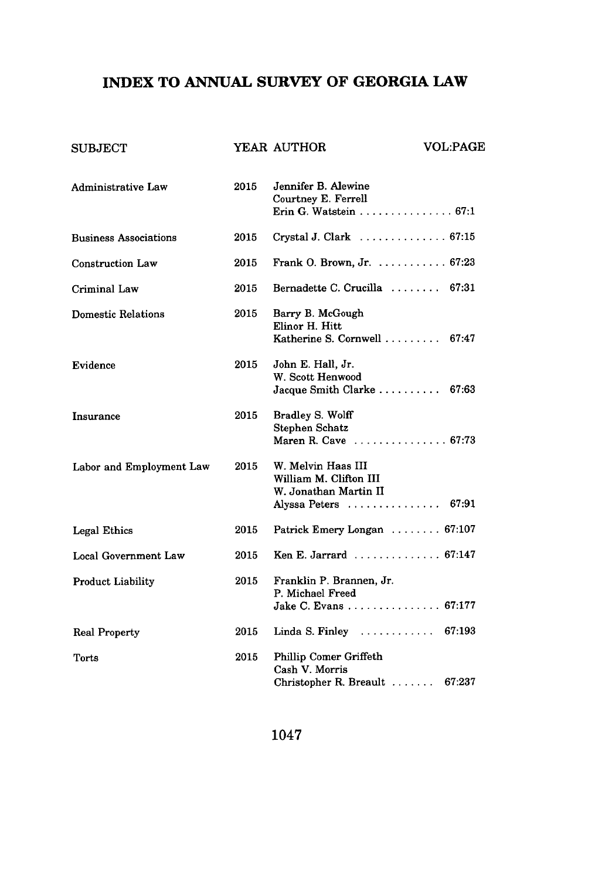# INDEX TO ANNUAL SURVEY OF GEORGIA LAW

| SUBJECT | YEAR | AUTHOR | VOL:PAGE |
|---|---|---|---|
| Administrative Law | 2015 | Jennifer B. Alewine<br>Courtney E. Ferrell<br>Erin G. Watstein | 67:1 |
| Business Associations | 2015 | Crystal J. Clark | 67:15 |
| Construction Law | 2015 | Frank O. Brown, Jr. | 67:23 |
| Criminal Law | 2015 | Bernadette C. Crucilla | 67:31 |
| Domestic Relations | 2015 | Barry B. McGough<br>Elinor H. Hitt<br>Katherine S. Cornwell | 67:47 |
| Evidence | 2015 | John E. Hall, Jr.<br>W. Scott Henwood<br>Jacque Smith Clarke | 67:63 |
| Insurance | 2015 | Bradley S. Wolff<br>Stephen Schatz<br>Maren R. Cave | 67:73 |
| Labor and Employment Law | 2015 | W. Melvin Haas III<br>William M. Clifton III<br>W. Jonathan Martin II<br>Alyssa Peters | 67:91 |
| Legal Ethics | 2015 | Patrick Emery Longan | 67:107 |
| Local Government Law | 2015 | Ken E. Jarrard | 67:147 |
| Product Liability | 2015 | Franklin P. Brannen, Jr.<br>P. Michael Freed<br>Jake C. Evans | 67:177 |
| Real Property | 2015 | Linda S. Finley | 67:193 |
| Torts | 2015 | Phillip Comer Griffeth<br>Cash V. Morris<br>Christopher R. Breault | 67:237 |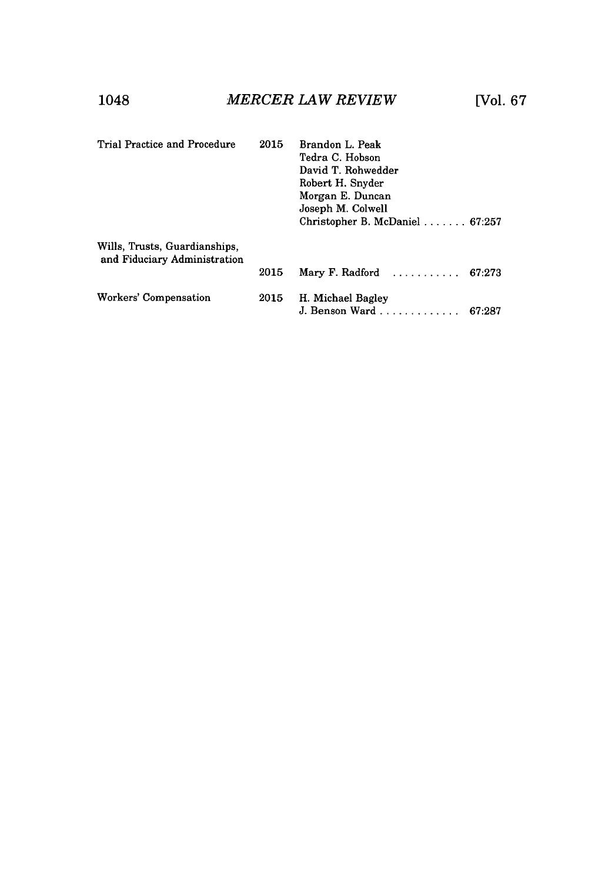| | | | |
|---|---|---|---|
| Trial Practice and Procedure | 2015 | Brandon L. Peak<br>Tedra C. Hobson<br>David T. Rohwedder<br>Robert H. Snyder<br>Morgan E. Duncan<br>Joseph M. Colwell<br>Christopher B. McDaniel | 67:257 |
| Wills, Trusts, Guardianships, and Fiduciary Administration | 2015 | Mary F. Radford | 67:273 |
| Workers' Compensation | 2015 | H. Michael Bagley<br>J. Benson Ward | 67:287 |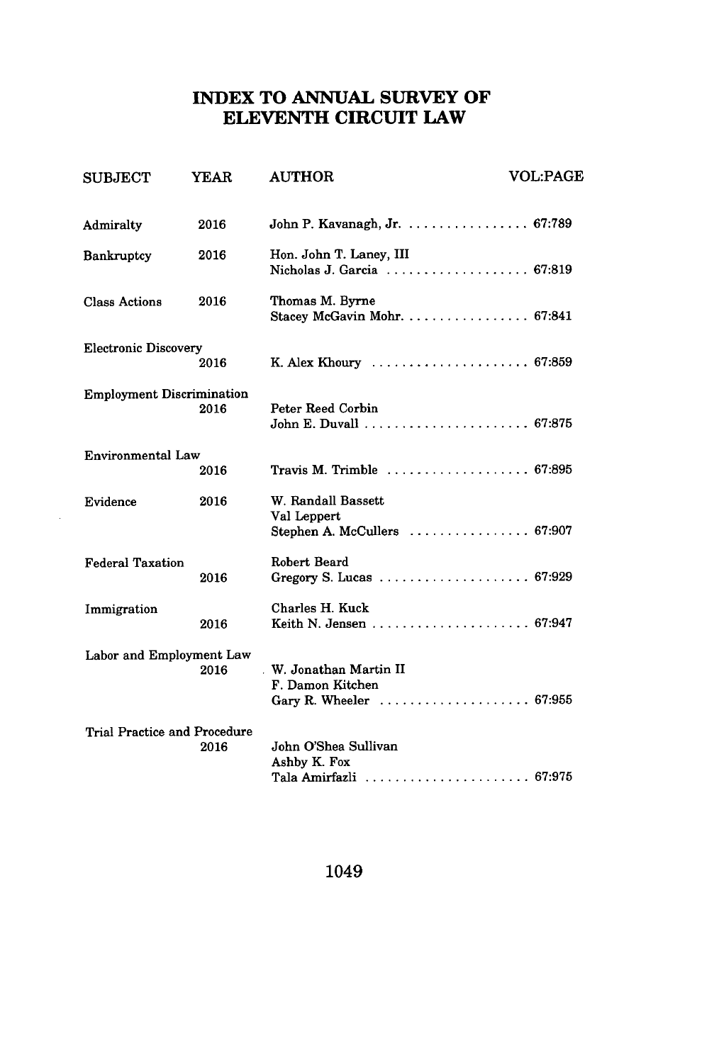# INDEX TO ANNUAL SURVEY OF ELEVENTH CIRCUIT LAW

| SUBJECT | YEAR | AUTHOR | VOL:PAGE |
|---|---|---|---|
| Admiralty | 2016 | John P. Kavanagh, Jr. | 67:789 |
| Bankruptcy | 2016 | Hon. John T. Laney, III<br>Nicholas J. Garcia | 67:819 |
| Class Actions | 2016 | Thomas M. Byrne<br>Stacey McGavin Mohr. | 67:841 |
| Electronic Discovery | 2016 | K. Alex Khoury | 67:859 |
| Employment Discrimination | 2016 | Peter Reed Corbin<br>John E. Duvall | 67:875 |
| Environmental Law | 2016 | Travis M. Trimble | 67:895 |
| Evidence | 2016 | W. Randall Bassett<br>Val Leppert<br>Stephen A. McCullers | 67:907 |
| Federal Taxation | 2016 | Robert Beard<br>Gregory S. Lucas | 67:929 |
| Immigration | 2016 | Charles H. Kuck<br>Keith N. Jensen | 67:947 |
| Labor and Employment Law | 2016 | W. Jonathan Martin II<br>F. Damon Kitchen<br>Gary R. Wheeler | 67:955 |
| Trial Practice and Procedure | 2016 | John O'Shea Sullivan<br>Ashby K. Fox<br>Tala Amirfazli | 67:975 |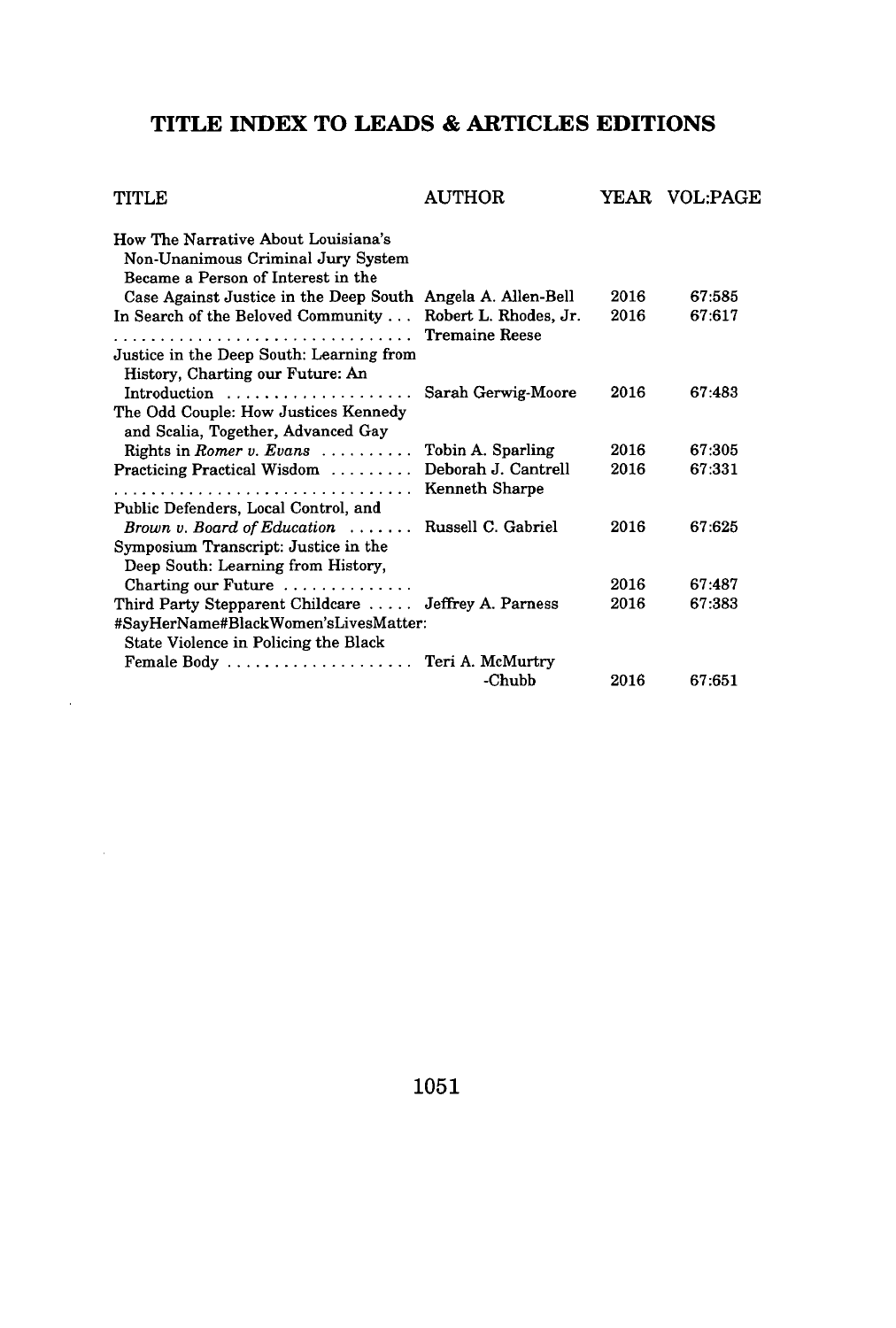# TITLE INDEX TO LEADS & ARTICLES EDITIONS

| TITLE | AUTHOR | YEAR | VOL:PAGE |
|---|---|---|---|
| How The Narrative About Louisiana's Non-Unanimous Criminal Jury System Became a Person of Interest in the Case Against Justice in the Deep South | Angela A. Allen-Bell | 2016 | 67:585 |
| In Search of the Beloved Community | Robert L. Rhodes, Jr.<br>Tremaine Reese | 2016 | 67:617 |
| Justice in the Deep South: Learning from History, Charting our Future: An Introduction | Sarah Gerwig-Moore | 2016 | 67:483 |
| The Odd Couple: How Justices Kennedy and Scalia, Together, Advanced Gay Rights in *Romer v. Evans* | Tobin A. Sparling | 2016 | 67:305 |
| Practicing Practical Wisdom | Deborah J. Cantrell<br>Kenneth Sharpe | 2016 | 67:331 |
| Public Defenders, Local Control, and *Brown v. Board of Education* | Russell C. Gabriel | 2016 | 67:625 |
| Symposium Transcript: Justice in the Deep South: Learning from History, Charting our Future | | 2016 | 67:487 |
| Third Party Stepparent Childcare | Jeffrey A. Parness | 2016 | 67:383 |
| #SayHerName#BlackWomen'sLivesMatter: State Violence in Policing the Black Female Body | Teri A. McMurtry-Chubb | 2016 | 67:651 |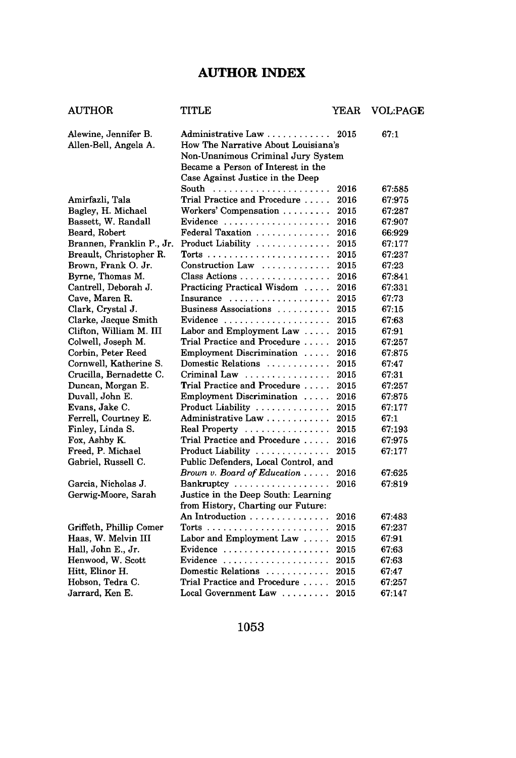# AUTHOR INDEX

| AUTHOR | TITLE | YEAR | VOL:PAGE |
|---|---|---|---|
| Alewine, Jennifer B. | Administrative Law | 2015 | 67:1 |
| Allen-Bell, Angela A. | How The Narrative About Louisiana's Non-Unanimous Criminal Jury System Became a Person of Interest in the Case Against Justice in the Deep South | 2016 | 67:585 |
| Amirfazli, Tala | Trial Practice and Procedure | 2016 | 67:975 |
| Bagley, H. Michael | Workers' Compensation | 2015 | 67:287 |
| Bassett, W. Randall | Evidence | 2016 | 67:907 |
| Beard, Robert | Federal Taxation | 2016 | 66:929 |
| Brannen, Franklin P., Jr. | Product Liability | 2015 | 67:177 |
| Breault, Christopher R. | Torts | 2015 | 67:237 |
| Brown, Frank O. Jr. | Construction Law | 2015 | 67:23 |
| Byrne, Thomas M. | Class Actions | 2016 | 67:841 |
| Cantrell, Deborah J. | Practicing Practical Wisdom | 2016 | 67:331 |
| Cave, Maren R. | Insurance | 2015 | 67:73 |
| Clark, Crystal J. | Business Associations | 2015 | 67:15 |
| Clarke, Jacque Smith | Evidence | 2015 | 67:63 |
| Clifton, William M. III | Labor and Employment Law | 2015 | 67:91 |
| Colwell, Joseph M. | Trial Practice and Procedure | 2015 | 67:257 |
| Corbin, Peter Reed | Employment Discrimination | 2016 | 67:875 |
| Cornwell, Katherine S. | Domestic Relations | 2015 | 67:47 |
| Crucilla, Bernadette C. | Criminal Law | 2015 | 67:31 |
| Duncan, Morgan E. | Trial Practice and Procedure | 2015 | 67:257 |
| Duvall, John E. | Employment Discrimination | 2016 | 67:875 |
| Evans, Jake C. | Product Liability | 2015 | 67:177 |
| Ferrell, Courtney E. | Administrative Law | 2015 | 67:1 |
| Finley, Linda S. | Real Property | 2015 | 67:193 |
| Fox, Ashby K. | Trial Practice and Procedure | 2016 | 67:975 |
| Freed, P. Michael | Product Liability | 2015 | 67:177 |
| Gabriel, Russell C. | Public Defenders, Local Control, and *Brown v. Board of Education* | 2016 | 67:625 |
| Garcia, Nicholas J. | Bankruptcy | 2016 | 67:819 |
| Gerwig-Moore, Sarah | Justice in the Deep South: Learning from History, Charting our Future: An Introduction | 2016 | 67:483 |
| Griffeth, Phillip Comer | Torts | 2015 | 67:237 |
| Haas, W. Melvin III | Labor and Employment Law | 2015 | 67:91 |
| Hall, John E., Jr. | Evidence | 2015 | 67:63 |
| Henwood, W. Scott | Evidence | 2015 | 67:63 |
| Hitt, Elinor H. | Domestic Relations | 2015 | 67:47 |
| Hobson, Tedra C. | Trial Practice and Procedure | 2015 | 67:257 |
| Jarrard, Ken E. | Local Government Law | 2015 | 67:147 |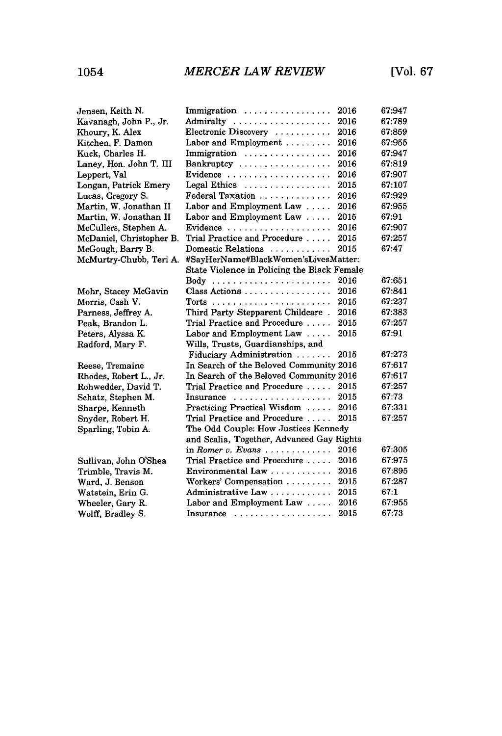| | | | |
|---|---|---|---|
| Jensen, Keith N. | Immigration | 2016 | 67:947 |
| Kavanagh, John P., Jr. | Admiralty | 2016 | 67:789 |
| Khoury, K. Alex | Electronic Discovery | 2016 | 67:859 |
| Kitchen, F. Damon | Labor and Employment | 2016 | 67:955 |
| Kuck, Charles H. | Immigration | 2016 | 67:947 |
| Laney, Hon. John T. III | Bankruptcy | 2016 | 67:819 |
| Leppert, Val | Evidence | 2016 | 67:907 |
| Longan, Patrick Emery | Legal Ethics | 2015 | 67:107 |
| Lucas, Gregory S. | Federal Taxation | 2016 | 67:929 |
| Martin, W. Jonathan II | Labor and Employment Law | 2016 | 67:955 |
| Martin, W. Jonathan II | Labor and Employment Law | 2015 | 67:91 |
| McCullers, Stephen A. | Evidence | 2016 | 67:907 |
| McDaniel, Christopher B. | Trial Practice and Procedure | 2015 | 67:257 |
| McGough, Barry B. | Domestic Relations | 2015 | 67:47 |
| McMurtry-Chubb, Teri A. | #SayHerName#BlackWomen'sLivesMatter: State Violence in Policing the Black Female Body | 2016 | 67:651 |
| Mohr, Stacey McGavin | Class Actions | 2016 | 67:841 |
| Morris, Cash V. | Torts | 2015 | 67:237 |
| Parness, Jeffrey A. | Third Party Stepparent Childcare | 2016 | 67:383 |
| Peak, Brandon L. | Trial Practice and Procedure | 2015 | 67:257 |
| Peters, Alyssa K. | Labor and Employment Law | 2015 | 67:91 |
| Radford, Mary F. | Wills, Trusts, Guardianships, and Fiduciary Administration | 2015 | 67:273 |
| Reese, Tremaine | In Search of the Beloved Community | 2016 | 67:617 |
| Rhodes, Robert L., Jr. | In Search of the Beloved Community | 2016 | 67:617 |
| Rohwedder, David T. | Trial Practice and Procedure | 2015 | 67:257 |
| Schatz, Stephen M. | Insurance | 2015 | 67:73 |
| Sharpe, Kenneth | Practicing Practical Wisdom | 2016 | 67:331 |
| Snyder, Robert H. | Trial Practice and Procedure | 2015 | 67:257 |
| Sparling, Tobin A. | The Odd Couple: How Justices Kennedy and Scalia, Together, Advanced Gay Rights in *Romer v. Evans* | 2016 | 67:305 |
| Sullivan, John O'Shea | Trial Practice and Procedure | 2016 | 67:975 |
| Trimble, Travis M. | Environmental Law | 2016 | 67:895 |
| Ward, J. Benson | Workers' Compensation | 2015 | 67:287 |
| Watstein, Erin G. | Administrative Law | 2015 | 67:1 |
| Wheeler, Gary R. | Labor and Employment Law | 2016 | 67:955 |
| Wolff, Bradley S. | Insurance | 2015 | 67:73 |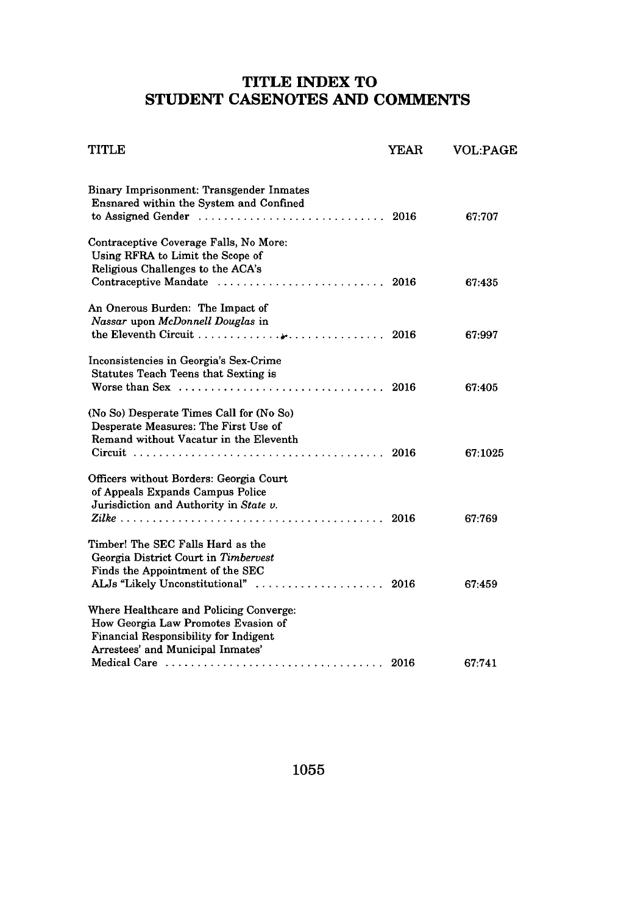# TITLE INDEX TO STUDENT CASENOTES AND COMMENTS

| TITLE | YEAR | VOL:PAGE |
| --- | --- | --- |
| Binary Imprisonment: Transgender Inmates Ensnared within the System and Confined to Assigned Gender | 2016 | 67:707 |
| Contraceptive Coverage Falls, No More: Using RFRA to Limit the Scope of Religious Challenges to the ACA's Contraceptive Mandate | 2016 | 67:435 |
| An Onerous Burden: The Impact of *Nassar* upon *McDonnell Douglas* in the Eleventh Circuit | 2016 | 67:997 |
| Inconsistencies in Georgia's Sex-Crime Statutes Teach Teens that Sexting is Worse than Sex | 2016 | 67:405 |
| (No So) Desperate Times Call for (No So) Desperate Measures: The First Use of Remand without Vacatur in the Eleventh Circuit | 2016 | 67:1025 |
| Officers without Borders: Georgia Court of Appeals Expands Campus Police Jurisdiction and Authority in *State v. Zilke* | 2016 | 67:769 |
| Timber! The SEC Falls Hard as the Georgia District Court in *Timbervest* Finds the Appointment of the SEC ALJs "Likely Unconstitutional" | 2016 | 67:459 |
| Where Healthcare and Policing Converge: How Georgia Law Promotes Evasion of Financial Responsibility for Indigent Arrestees' and Municipal Inmates' Medical Care | 2016 | 67:741 |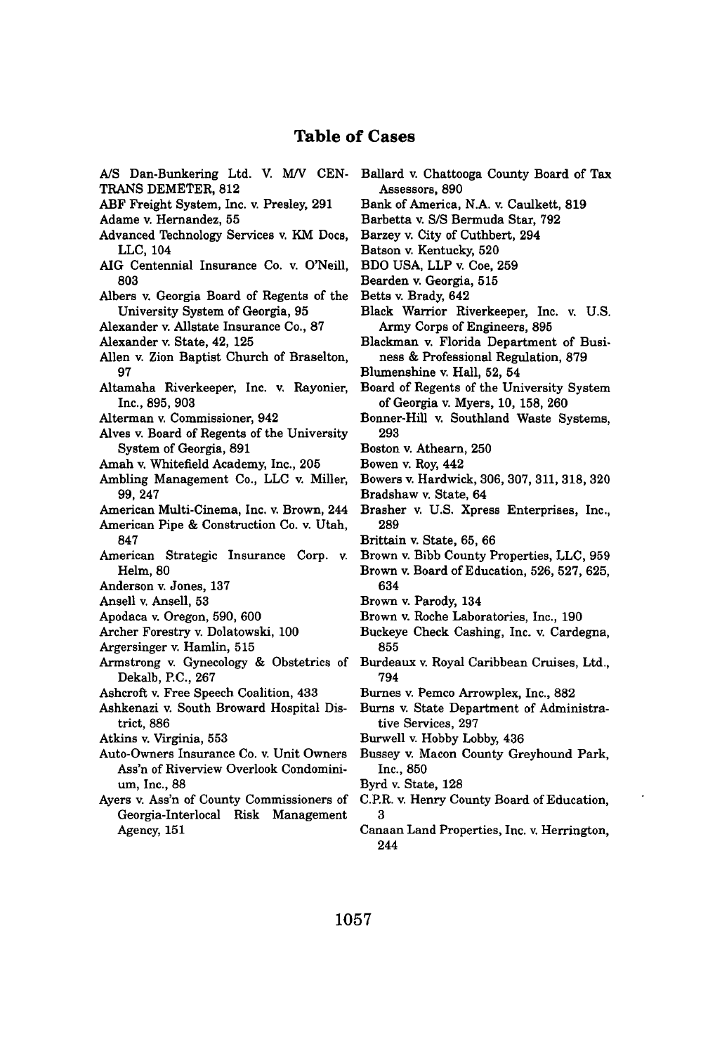# Table of Cases

A/S Dan-Bunkering Ltd. V. M/V CENTRANS DEMETER, 812
ABF Freight System, Inc. v. Presley, 291
Adame v. Hernandez, 55
Advanced Technology Services v. KM Docs, LLC, 104
AIG Centennial Insurance Co. v. O'Neill, 803
Albers v. Georgia Board of Regents of the University System of Georgia, 95
Alexander v. Allstate Insurance Co., 87
Alexander v. State, 42, 125
Allen v. Zion Baptist Church of Braselton, 97
Altamaha Riverkeeper, Inc. v. Rayonier, Inc., 895, 903
Alterman v. Commissioner, 942
Alves v. Board of Regents of the University System of Georgia, 891
Amah v. Whitefield Academy, Inc., 205
Ambling Management Co., LLC v. Miller, 99, 247
American Multi-Cinema, Inc. v. Brown, 244
American Pipe & Construction Co. v. Utah, 847
American Strategic Insurance Corp. v. Helm, 80
Anderson v. Jones, 137
Ansell v. Ansell, 53
Apodaca v. Oregon, 590, 600
Archer Forestry v. Dolatowski, 100
Argersinger v. Hamlin, 515
Armstrong v. Gynecology & Obstetrics of Dekalb, P.C., 267
Ashcroft v. Free Speech Coalition, 433
Ashkenazi v. South Broward Hospital District, 886
Atkins v. Virginia, 553
Auto-Owners Insurance Co. v. Unit Owners Ass'n of Riverview Overlook Condominium, Inc., 88
Ayers v. Ass'n of County Commissioners of Georgia-Interlocal Risk Management Agency, 151
Ballard v. Chattooga County Board of Tax Assessors, 890
Bank of America, N.A. v. Caulkett, 819
Barbetta v. S/S Bermuda Star, 792
Barzey v. City of Cuthbert, 294
Batson v. Kentucky, 520
BDO USA, LLP v. Coe, 259
Bearden v. Georgia, 515
Betts v. Brady, 642
Black Warrior Riverkeeper, Inc. v. U.S. Army Corps of Engineers, 895
Blackman v. Florida Department of Business & Professional Regulation, 879
Blumenshine v. Hall, 52, 54
Board of Regents of the University System of Georgia v. Myers, 10, 158, 260
Bonner-Hill v. Southland Waste Systems, 293
Boston v. Athearn, 250
Bowen v. Roy, 442
Bowers v. Hardwick, 306, 307, 311, 318, 320
Bradshaw v. State, 64
Brasher v. U.S. Xpress Enterprises, Inc., 289
Brittain v. State, 65, 66
Brown v. Bibb County Properties, LLC, 959
Brown v. Board of Education, 526, 527, 625, 634
Brown v. Parody, 134
Brown v. Roche Laboratories, Inc., 190
Buckeye Check Cashing, Inc. v. Cardegna, 855
Burdeaux v. Royal Caribbean Cruises, Ltd., 794
Burnes v. Pemco Arrowplex, Inc., 882
Burns v. State Department of Administrative Services, 297
Burwell v. Hobby Lobby, 436
Bussey v. Macon County Greyhound Park, Inc., 850
Byrd v. State, 128
C.P.R. v. Henry County Board of Education, 3
Canaan Land Properties, Inc. v. Herrington, 244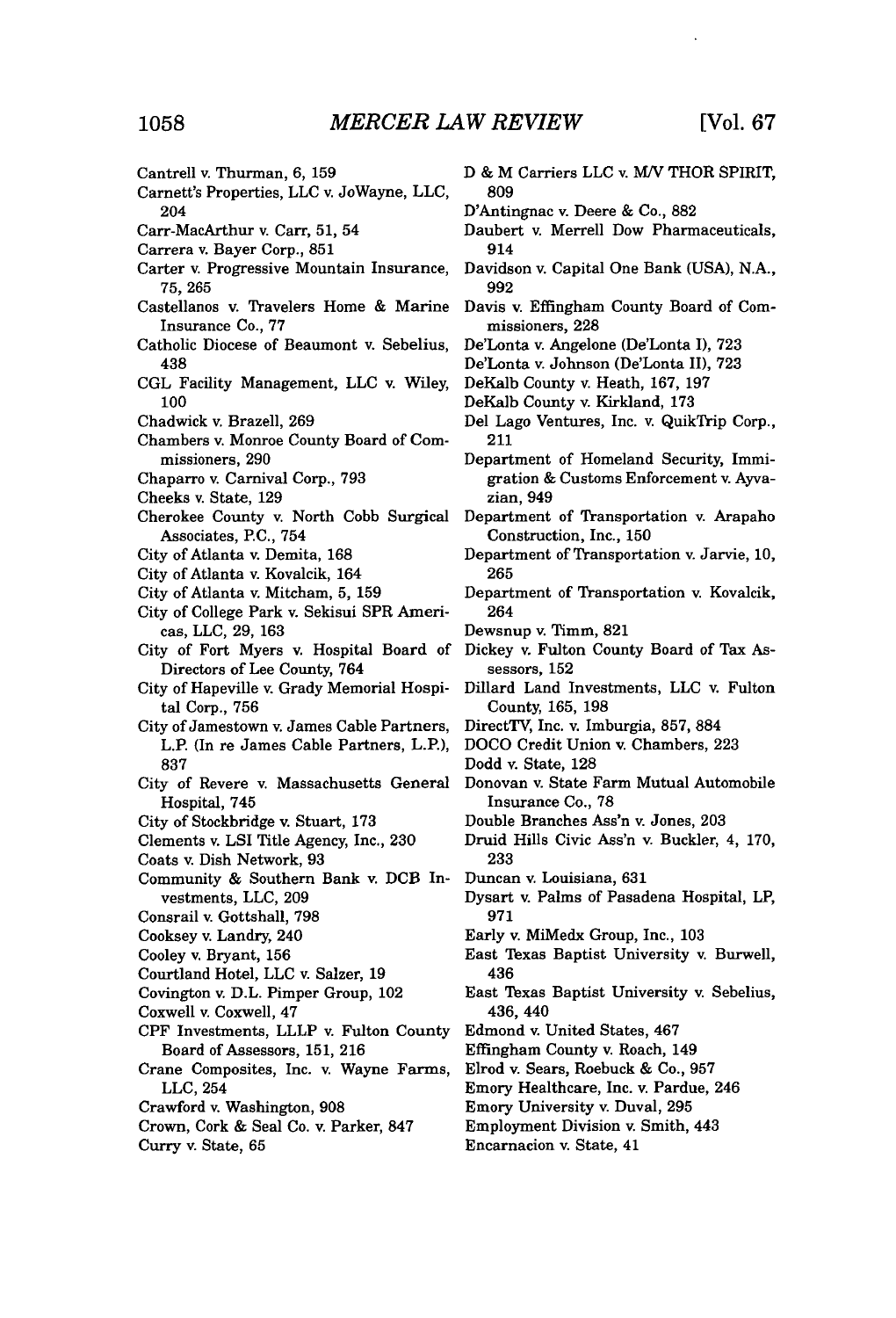Cantrell v. Thurman, 6, 159
Carnett's Properties, LLC v. JoWayne, LLC, 204
Carr-MacArthur v. Carr, 51, 54
Carrera v. Bayer Corp., 851
Carter v. Progressive Mountain Insurance, 75, 265
Castellanos v. Travelers Home & Marine Insurance Co., 77
Catholic Diocese of Beaumont v. Sebelius, 438
CGL Facility Management, LLC v. Wiley, 100
Chadwick v. Brazell, 269
Chambers v. Monroe County Board of Commissioners, 290
Chaparro v. Carnival Corp., 793
Cheeks v. State, 129
Cherokee County v. North Cobb Surgical Associates, P.C., 754
City of Atlanta v. Demita, 168
City of Atlanta v. Kovalcik, 164
City of Atlanta v. Mitcham, 5, 159
City of College Park v. Sekisui SPR Americas, LLC, 29, 163
City of Fort Myers v. Hospital Board of Directors of Lee County, 764
City of Hapeville v. Grady Memorial Hospital Corp., 756
City of Jamestown v. James Cable Partners, L.P. (In re James Cable Partners, L.P.), 837
City of Revere v. Massachusetts General Hospital, 745
City of Stockbridge v. Stuart, 173
Clements v. LSI Title Agency, Inc., 230
Coats v. Dish Network, 93
Community & Southern Bank v. DCB Investments, LLC, 209
Consrail v. Gottshall, 798
Cooksey v. Landry, 240
Cooley v. Bryant, 156
Courtland Hotel, LLC v. Salzer, 19
Covington v. D.L. Pimper Group, 102
Coxwell v. Coxwell, 47
CPF Investments, LLLP v. Fulton County Board of Assessors, 151, 216
Crane Composites, Inc. v. Wayne Farms, LLC, 254
Crawford v. Washington, 908
Crown, Cork & Seal Co. v. Parker, 847
Curry v. State, 65
D & M Carriers LLC v. M/V THOR SPIRIT, 809
D'Antingnac v. Deere & Co., 882
Daubert v. Merrell Dow Pharmaceuticals, 914
Davidson v. Capital One Bank (USA), N.A., 992
Davis v. Effingham County Board of Commissioners, 228
De'Lonta v. Angelone (De'Lonta I), 723
De'Lonta v. Johnson (De'Lonta II), 723
DeKalb County v. Heath, 167, 197
DeKalb County v. Kirkland, 173
Del Lago Ventures, Inc. v. QuikTrip Corp., 211
Department of Homeland Security, Immigration & Customs Enforcement v. Ayvazian, 949
Department of Transportation v. Arapaho Construction, Inc., 150
Department of Transportation v. Jarvie, 10, 265
Department of Transportation v. Kovalcik, 264
Dewsnup v. Timm, 821
Dickey v. Fulton County Board of Tax Assessors, 152
Dillard Land Investments, LLC v. Fulton County, 165, 198
DirectTV, Inc. v. Imburgia, 857, 884
DOCO Credit Union v. Chambers, 223
Dodd v. State, 128
Donovan v. State Farm Mutual Automobile Insurance Co., 78
Double Branches Ass'n v. Jones, 203
Druid Hills Civic Ass'n v. Buckler, 4, 170, 233
Duncan v. Louisiana, 631
Dysart v. Palms of Pasadena Hospital, LP, 971
Early v. MiMedx Group, Inc., 103
East Texas Baptist University v. Burwell, 436
East Texas Baptist University v. Sebelius, 436, 440
Edmond v. United States, 467
Effingham County v. Roach, 149
Elrod v. Sears, Roebuck & Co., 957
Emory Healthcare, Inc. v. Pardue, 246
Emory University v. Duval, 295
Employment Division v. Smith, 443
Encarnacion v. State, 41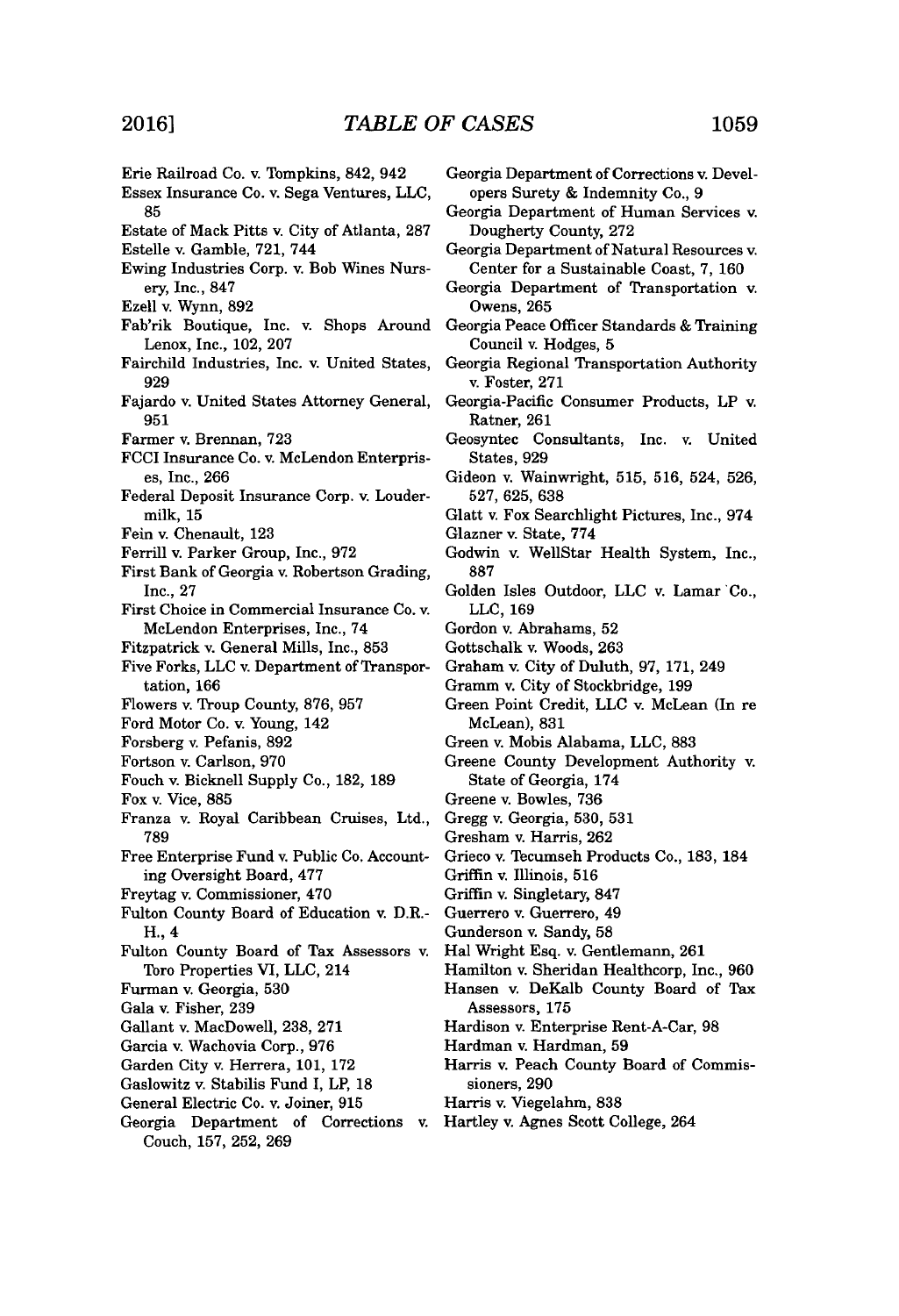Erie Railroad Co. v. Tompkins, 842, 942
Essex Insurance Co. v. Sega Ventures, LLC, 85
Estate of Mack Pitts v. City of Atlanta, 287
Estelle v. Gamble, 721, 744
Ewing Industries Corp. v. Bob Wines Nursery, Inc., 847
Ezell v. Wynn, 892
Fab'rik Boutique, Inc. v. Shops Around Lenox, Inc., 102, 207
Fairchild Industries, Inc. v. United States, 929
Fajardo v. United States Attorney General, 951
Farmer v. Brennan, 723
FCCI Insurance Co. v. McLendon Enterprises, Inc., 266
Federal Deposit Insurance Corp. v. Loudermilk, 15
Fein v. Chenault, 123
Ferrill v. Parker Group, Inc., 972
First Bank of Georgia v. Robertson Grading, Inc., 27
First Choice in Commercial Insurance Co. v. McLendon Enterprises, Inc., 74
Fitzpatrick v. General Mills, Inc., 853
Five Forks, LLC v. Department of Transportation, 166
Flowers v. Troup County, 876, 957
Ford Motor Co. v. Young, 142
Forsberg v. Pefanis, 892
Fortson v. Carlson, 970
Fouch v. Bicknell Supply Co., 182, 189
Fox v. Vice, 885
Franza v. Royal Caribbean Cruises, Ltd., 789
Free Enterprise Fund v. Public Co. Accounting Oversight Board, 477
Freytag v. Commissioner, 470
Fulton County Board of Education v. D.R.-H., 4
Fulton County Board of Tax Assessors v. Toro Properties VI, LLC, 214
Furman v. Georgia, 530
Gala v. Fisher, 239
Gallant v. MacDowell, 238, 271
Garcia v. Wachovia Corp., 976
Garden City v. Herrera, 101, 172
Gaslowitz v. Stabilis Fund I, LP, 18
General Electric Co. v. Joiner, 915
Georgia Department of Corrections v. Couch, 157, 252, 269
Georgia Department of Corrections v. Developers Surety & Indemnity Co., 9
Georgia Department of Human Services v. Dougherty County, 272
Georgia Department of Natural Resources v. Center for a Sustainable Coast, 7, 160
Georgia Department of Transportation v. Owens, 265
Georgia Peace Officer Standards & Training Council v. Hodges, 5
Georgia Regional Transportation Authority v. Foster, 271
Georgia-Pacific Consumer Products, LP v. Ratner, 261
Geosyntec Consultants, Inc. v. United States, 929
Gideon v. Wainwright, 515, 516, 524, 526, 527, 625, 638
Glatt v. Fox Searchlight Pictures, Inc., 974
Glazner v. State, 774
Godwin v. WellStar Health System, Inc., 887
Golden Isles Outdoor, LLC v. Lamar Co., LLC, 169
Gordon v. Abrahams, 52
Gottschalk v. Woods, 263
Graham v. City of Duluth, 97, 171, 249
Gramm v. City of Stockbridge, 199
Green Point Credit, LLC v. McLean (In re McLean), 831
Green v. Mobis Alabama, LLC, 883
Greene County Development Authority v. State of Georgia, 174
Greene v. Bowles, 736
Gregg v. Georgia, 530, 531
Gresham v. Harris, 262
Grieco v. Tecumseh Products Co., 183, 184
Griffin v. Illinois, 516
Griffin v. Singletary, 847
Guerrero v. Guerrero, 49
Gunderson v. Sandy, 58
Hal Wright Esq. v. Gentlemann, 261
Hamilton v. Sheridan Healthcorp, Inc., 960
Hansen v. DeKalb County Board of Tax Assessors, 175
Hardison v. Enterprise Rent-A-Car, 98
Hardman v. Hardman, 59
Harris v. Peach County Board of Commissioners, 290
Harris v. Viegelahm, 838
Hartley v. Agnes Scott College, 264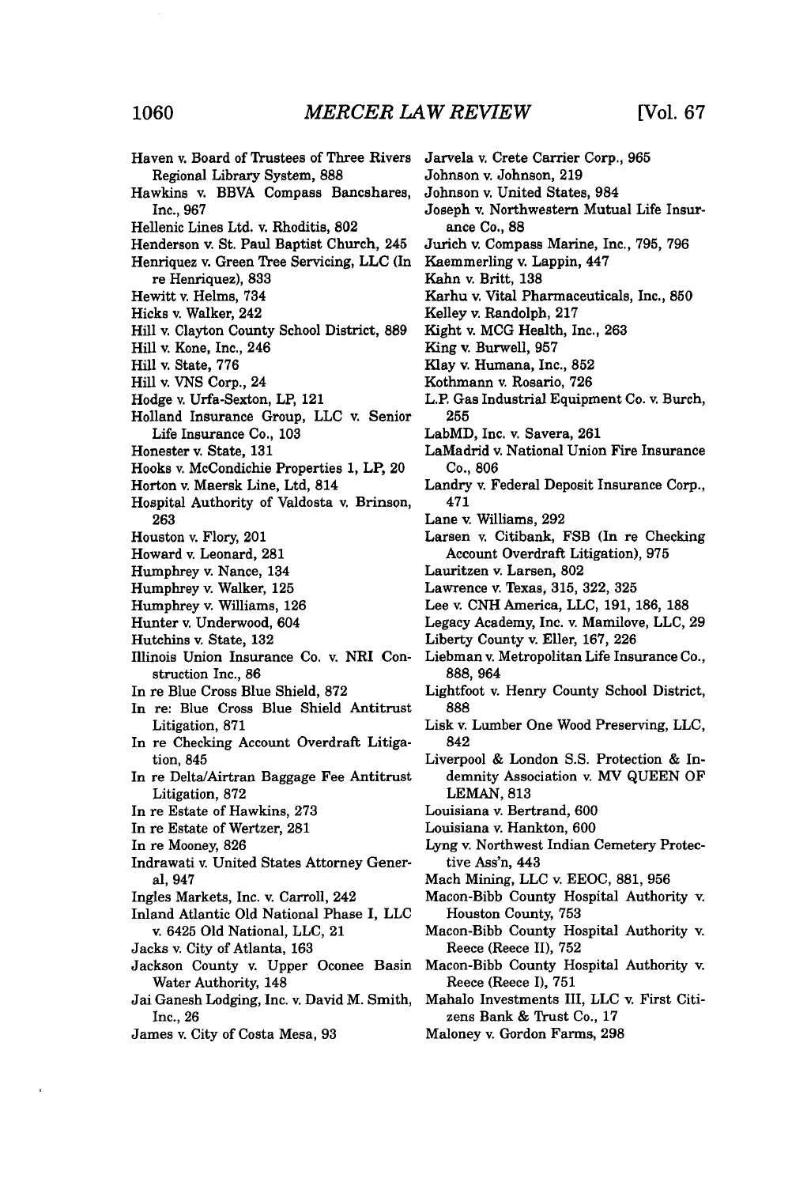Haven v. Board of Trustees of Three Rivers Regional Library System, 888
Hawkins v. BBVA Compass Bancshares, Inc., 967
Hellenic Lines Ltd. v. Rhoditis, 802
Henderson v. St. Paul Baptist Church, 245
Henriquez v. Green Tree Servicing, LLC (In re Henriquez), 833
Hewitt v. Helms, 734
Hicks v. Walker, 242
Hill v. Clayton County School District, 889
Hill v. Kone, Inc., 246
Hill v. State, 776
Hill v. VNS Corp., 24
Hodge v. Urfa-Sexton, LP, 121
Holland Insurance Group, LLC v. Senior Life Insurance Co., 103
Honester v. State, 131
Hooks v. McCondichie Properties 1, LP, 20
Horton v. Maersk Line, Ltd, 814
Hospital Authority of Valdosta v. Brinson, 263
Houston v. Flory, 201
Howard v. Leonard, 281
Humphrey v. Nance, 134
Humphrey v. Walker, 125
Humphrey v. Williams, 126
Hunter v. Underwood, 604
Hutchins v. State, 132
Illinois Union Insurance Co. v. NRI Construction Inc., 86
In re Blue Cross Blue Shield, 872
In re: Blue Cross Blue Shield Antitrust Litigation, 871
In re Checking Account Overdraft Litigation, 845
In re Delta/Airtran Baggage Fee Antitrust Litigation, 872
In re Estate of Hawkins, 273
In re Estate of Wertzer, 281
In re Mooney, 826
Indrawati v. United States Attorney General, 947
Ingles Markets, Inc. v. Carroll, 242
Inland Atlantic Old National Phase I, LLC v. 6425 Old National, LLC, 21
Jacks v. City of Atlanta, 163
Jackson County v. Upper Oconee Basin Water Authority, 148
Jai Ganesh Lodging, Inc. v. David M. Smith, Inc., 26
James v. City of Costa Mesa, 93
Jarvela v. Crete Carrier Corp., 965
Johnson v. Johnson, 219
Johnson v. United States, 984
Joseph v. Northwestern Mutual Life Insurance Co., 88
Jurich v. Compass Marine, Inc., 795, 796
Kaemmerling v. Lappin, 447
Kahn v. Britt, 138
Karhu v. Vital Pharmaceuticals, Inc., 850
Kelley v. Randolph, 217
Kight v. MCG Health, Inc., 263
King v. Burwell, 957
Klay v. Humana, Inc., 852
Kothmann v. Rosario, 726
L.P. Gas Industrial Equipment Co. v. Burch, 255
LabMD, Inc. v. Savera, 261
LaMadrid v. National Union Fire Insurance Co., 806
Landry v. Federal Deposit Insurance Corp., 471
Lane v. Williams, 292
Larsen v. Citibank, FSB (In re Checking Account Overdraft Litigation), 975
Lauritzen v. Larsen, 802
Lawrence v. Texas, 315, 322, 325
Lee v. CNH America, LLC, 191, 186, 188
Legacy Academy, Inc. v. Mamilove, LLC, 29
Liberty County v. Eller, 167, 226
Liebman v. Metropolitan Life Insurance Co., 888, 964
Lightfoot v. Henry County School District, 888
Lisk v. Lumber One Wood Preserving, LLC, 842
Liverpool & London S.S. Protection & Indemnity Association v. MV QUEEN OF LEMAN, 813
Louisiana v. Bertrand, 600
Louisiana v. Hankton, 600
Lyng v. Northwest Indian Cemetery Protective Ass'n, 443
Mach Mining, LLC v. EEOC, 881, 956
Macon-Bibb County Hospital Authority v. Houston County, 753
Macon-Bibb County Hospital Authority v. Reece (Reece II), 752
Macon-Bibb County Hospital Authority v. Reece (Reece I), 751
Mahalo Investments III, LLC v. First Citizens Bank & Trust Co., 17
Maloney v. Gordon Farms, 298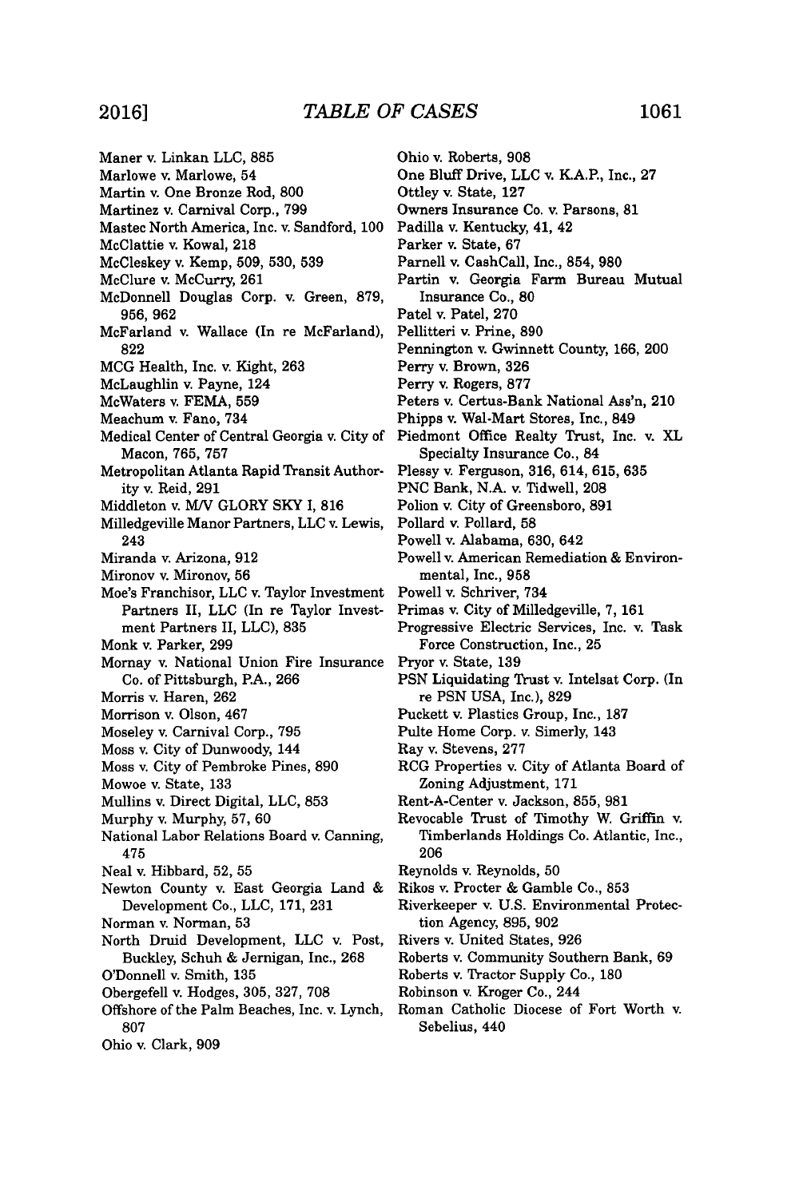Maner v. Linkan LLC, 885
Marlowe v. Marlowe, 54
Martin v. One Bronze Rod, 800
Martinez v. Carnival Corp., 799
Mastec North America, Inc. v. Sandford, 100
McClattie v. Kowal, 218
McCleskey v. Kemp, 509, 530, 539
McClure v. McCurry, 261
McDonnell Douglas Corp. v. Green, 879, 956, 962
McFarland v. Wallace (In re McFarland), 822
MCG Health, Inc. v. Kight, 263
McLaughlin v. Payne, 124
McWaters v. FEMA, 559
Meachum v. Fano, 734
Medical Center of Central Georgia v. City of Macon, 765, 757
Metropolitan Atlanta Rapid Transit Authority v. Reid, 291
Middleton v. M/V GLORY SKY I, 816
Milledgeville Manor Partners, LLC v. Lewis, 243
Miranda v. Arizona, 912
Mironov v. Mironov, 56
Moe's Franchisor, LLC v. Taylor Investment Partners II, LLC (In re Taylor Investment Partners II, LLC), 835
Monk v. Parker, 299
Mornay v. National Union Fire Insurance Co. of Pittsburgh, P.A., 266
Morris v. Haren, 262
Morrison v. Olson, 467
Moseley v. Carnival Corp., 795
Moss v. City of Dunwoody, 144
Moss v. City of Pembroke Pines, 890
Mowoe v. State, 133
Mullins v. Direct Digital, LLC, 853
Murphy v. Murphy, 57, 60
National Labor Relations Board v. Canning, 475
Neal v. Hibbard, 52, 55
Newton County v. East Georgia Land & Development Co., LLC, 171, 231
Norman v. Norman, 53
North Druid Development, LLC v. Post, Buckley, Schuh & Jernigan, Inc., 268
O'Donnell v. Smith, 135
Obergefell v. Hodges, 305, 327, 708
Offshore of the Palm Beaches, Inc. v. Lynch, 807
Ohio v. Clark, 909
Ohio v. Roberts, 908
One Bluff Drive, LLC v. K.A.P., Inc., 27
Ottley v. State, 127
Owners Insurance Co. v. Parsons, 81
Padilla v. Kentucky, 41, 42
Parker v. State, 67
Parnell v. CashCall, Inc., 854, 980
Partin v. Georgia Farm Bureau Mutual Insurance Co., 80
Patel v. Patel, 270
Pellitteri v. Prine, 890
Pennington v. Gwinnett County, 166, 200
Perry v. Brown, 326
Perry v. Rogers, 877
Peters v. Certus-Bank National Ass'n, 210
Phipps v. Wal-Mart Stores, Inc., 849
Piedmont Office Realty Trust, Inc. v. XL Specialty Insurance Co., 84
Plessy v. Ferguson, 316, 614, 615, 635
PNC Bank, N.A. v. Tidwell, 208
Polion v. City of Greensboro, 891
Pollard v. Pollard, 58
Powell v. Alabama, 630, 642
Powell v. American Remediation & Environmental, Inc., 958
Powell v. Schriver, 734
Primas v. City of Milledgeville, 7, 161
Progressive Electric Services, Inc. v. Task Force Construction, Inc., 25
Pryor v. State, 139
PSN Liquidating Trust v. Intelsat Corp. (In re PSN USA, Inc.), 829
Puckett v. Plastics Group, Inc., 187
Pulte Home Corp. v. Simerly, 143
Ray v. Stevens, 277
RCG Properties v. City of Atlanta Board of Zoning Adjustment, 171
Rent-A-Center v. Jackson, 855, 981
Revocable Trust of Timothy W. Griffin v. Timberlands Holdings Co. Atlantic, Inc., 206
Reynolds v. Reynolds, 50
Rikos v. Procter & Gamble Co., 853
Riverkeeper v. U.S. Environmental Protection Agency, 895, 902
Rivers v. United States, 926
Roberts v. Community Southern Bank, 69
Roberts v. Tractor Supply Co., 180
Robinson v. Kroger Co., 244
Roman Catholic Diocese of Fort Worth v. Sebelius, 440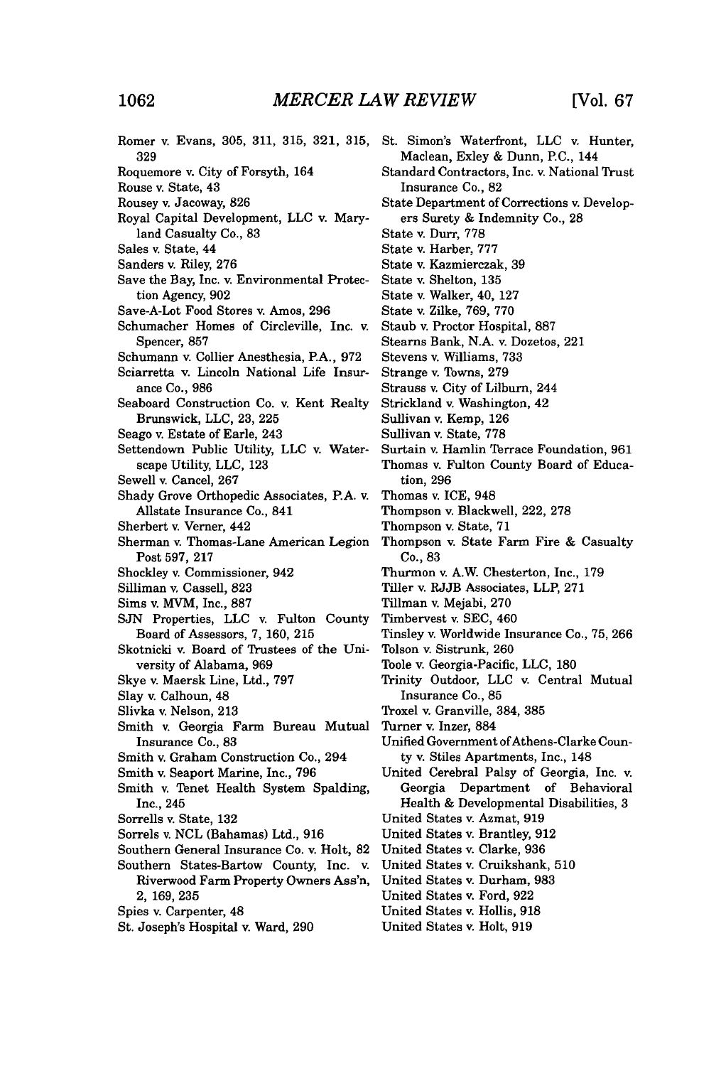Romer v. Evans, 305, 311, 315, 321, 315, 329
Roquemore v. City of Forsyth, 164
Rouse v. State, 43
Rousey v. Jacoway, 826
Royal Capital Development, LLC v. Maryland Casualty Co., 83
Sales v. State, 44
Sanders v. Riley, 276
Save the Bay, Inc. v. Environmental Protection Agency, 902
Save-A-Lot Food Stores v. Amos, 296
Schumacher Homes of Circleville, Inc. v. Spencer, 857
Schumann v. Collier Anesthesia, P.A., 972
Sciarretta v. Lincoln National Life Insurance Co., 986
Seaboard Construction Co. v. Kent Realty Brunswick, LLC, 23, 225
Seago v. Estate of Earle, 243
Settendown Public Utility, LLC v. Waterscape Utility, LLC, 123
Sewell v. Cancel, 267
Shady Grove Orthopedic Associates, P.A. v. Allstate Insurance Co., 841
Sherbert v. Verner, 442
Sherman v. Thomas-Lane American Legion Post 597, 217
Shockley v. Commissioner, 942
Silliman v. Cassell, 823
Sims v. MVM, Inc., 887
SJN Properties, LLC v. Fulton County Board of Assessors, 7, 160, 215
Skotnicki v. Board of Trustees of the University of Alabama, 969
Skye v. Maersk Line, Ltd., 797
Slay v. Calhoun, 48
Slivka v. Nelson, 213
Smith v. Georgia Farm Bureau Mutual Insurance Co., 83
Smith v. Graham Construction Co., 294
Smith v. Seaport Marine, Inc., 796
Smith v. Tenet Health System Spalding, Inc., 245
Sorrells v. State, 132
Sorrels v. NCL (Bahamas) Ltd., 916
Southern General Insurance Co. v. Holt, 82
Southern States-Bartow County, Inc. v. Riverwood Farm Property Owners Ass'n, 2, 169, 235
Spies v. Carpenter, 48
St. Joseph's Hospital v. Ward, 290
St. Simon's Waterfront, LLC v. Hunter, Maclean, Exley & Dunn, P.C., 144
Standard Contractors, Inc. v. National Trust Insurance Co., 82
State Department of Corrections v. Developers Surety & Indemnity Co., 28
State v. Durr, 778
State v. Harber, 777
State v. Kazmierczak, 39
State v. Shelton, 135
State v. Walker, 40, 127
State v. Zilke, 769, 770
Staub v. Proctor Hospital, 887
Stearns Bank, N.A. v. Dozetos, 221
Stevens v. Williams, 733
Strange v. Towns, 279
Strauss v. City of Lilburn, 244
Strickland v. Washington, 42
Sullivan v. Kemp, 126
Sullivan v. State, 778
Surtain v. Hamlin Terrace Foundation, 961
Thomas v. Fulton County Board of Education, 296
Thomas v. ICE, 948
Thompson v. Blackwell, 222, 278
Thompson v. State, 71
Thompson v. State Farm Fire & Casualty Co., 83
Thurmon v. A.W. Chesterton, Inc., 179
Tiller v. RJJB Associates, LLP, 271
Tillman v. Mejabi, 270
Timbervest v. SEC, 460
Tinsley v. Worldwide Insurance Co., 75, 266
Tolson v. Sistrunk, 260
Toole v. Georgia-Pacific, LLC, 180
Trinity Outdoor, LLC v. Central Mutual Insurance Co., 85
Troxel v. Granville, 384, 385
Turner v. Inzer, 884
Unified Government of Athens-Clarke County v. Stiles Apartments, Inc., 148
United Cerebral Palsy of Georgia, Inc. v. Georgia Department of Behavioral Health & Developmental Disabilities, 3
United States v. Azmat, 919
United States v. Brantley, 912
United States v. Clarke, 936
United States v. Cruikshank, 510
United States v. Durham, 983
United States v. Ford, 922
United States v. Hollis, 918
United States v. Holt, 919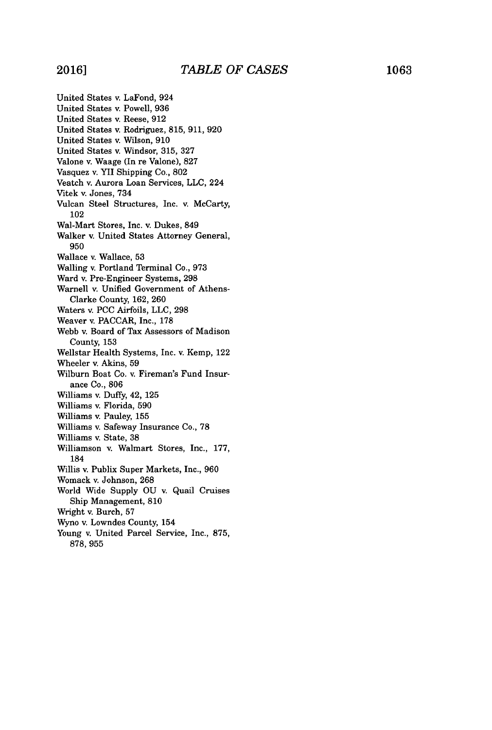United States v. LaFond, 924
United States v. Powell, 936
United States v. Reese, 912
United States v. Rodriguez, 815, 911, 920
United States v. Wilson, 910
United States v. Windsor, 315, 327
Valone v. Waage (In re Valone), 827
Vasquez v. YII Shipping Co., 802
Veatch v. Aurora Loan Services, LLC, 224
Vitek v. Jones, 734
Vulcan Steel Structures, Inc. v. McCarty, 102
Wal-Mart Stores, Inc. v. Dukes, 849
Walker v. United States Attorney General, 950
Wallace v. Wallace, 53
Walling v. Portland Terminal Co., 973
Ward v. Pre-Engineer Systems, 298
Warnell v. Unified Government of Athens-Clarke County, 162, 260
Waters v. PCC Airfoils, LLC, 298
Weaver v. PACCAR, Inc., 178
Webb v. Board of Tax Assessors of Madison County, 153
Wellstar Health Systems, Inc. v. Kemp, 122
Wheeler v. Akins, 59
Wilburn Boat Co. v. Fireman's Fund Insurance Co., 806
Williams v. Duffy, 42, 125
Williams v. Florida, 590
Williams v. Pauley, 155
Williams v. Safeway Insurance Co., 78
Williams v. State, 38
Williamson v. Walmart Stores, Inc., 177, 184
Willis v. Publix Super Markets, Inc., 960
Womack v. Johnson, 268
World Wide Supply OU v. Quail Cruises Ship Management, 810
Wright v. Burch, 57
Wyno v. Lowndes County, 154
Young v. United Parcel Service, Inc., 875, 878, 955